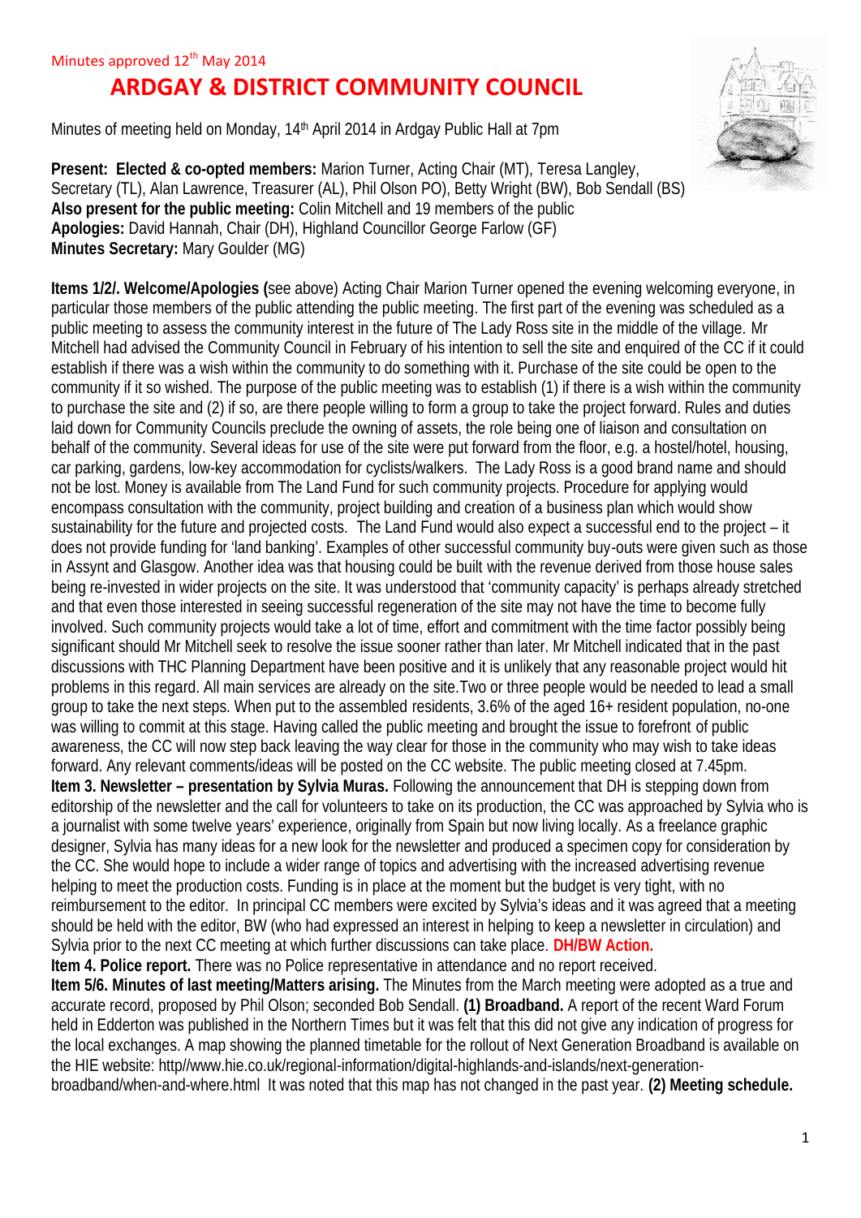Minutes approved 12th May 2014

# ARDGAY & DISTRICT COMMUNITY COUNCIL

Minutes of meeting held on Monday, 14th April 2014 in Ardgay Public Hall at 7pm

**Present: Elected & co-opted members:** Marion Turner, Acting Chair (MT), Teresa Langley, Secretary (TL), Alan Lawrence, Treasurer (AL), Phil Olson PO), Betty Wright (BW), Bob Sendall (BS)
**Also present for the public meeting:** Colin Mitchell and 19 members of the public
**Apologies:** David Hannah, Chair (DH), Highland Councillor George Farlow (GF)
**Minutes Secretary:** Mary Goulder (MG)

**Items 1/2/. Welcome/Apologies (**see above) Acting Chair Marion Turner opened the evening welcoming everyone, in particular those members of the public attending the public meeting. The first part of the evening was scheduled as a public meeting to assess the community interest in the future of The Lady Ross site in the middle of the village. Mr Mitchell had advised the Community Council in February of his intention to sell the site and enquired of the CC if it could establish if there was a wish within the community to do something with it. Purchase of the site could be open to the community if it so wished. The purpose of the public meeting was to establish (1) if there is a wish within the community to purchase the site and (2) if so, are there people willing to form a group to take the project forward. Rules and duties laid down for Community Councils preclude the owning of assets, the role being one of liaison and consultation on behalf of the community. Several ideas for use of the site were put forward from the floor, e.g. a hostel/hotel, housing, car parking, gardens, low-key accommodation for cyclists/walkers. The Lady Ross is a good brand name and should not be lost. Money is available from The Land Fund for such community projects. Procedure for applying would encompass consultation with the community, project building and creation of a business plan which would show sustainability for the future and projected costs. The Land Fund would also expect a successful end to the project – it does not provide funding for 'land banking'. Examples of other successful community buy-outs were given such as those in Assynt and Glasgow. Another idea was that housing could be built with the revenue derived from those house sales being re-invested in wider projects on the site. It was understood that 'community capacity' is perhaps already stretched and that even those interested in seeing successful regeneration of the site may not have the time to become fully involved. Such community projects would take a lot of time, effort and commitment with the time factor possibly being significant should Mr Mitchell seek to resolve the issue sooner rather than later. Mr Mitchell indicated that in the past discussions with THC Planning Department have been positive and it is unlikely that any reasonable project would hit problems in this regard. All main services are already on the site.Two or three people would be needed to lead a small group to take the next steps. When put to the assembled residents, 3.6% of the aged 16+ resident population, no-one was willing to commit at this stage. Having called the public meeting and brought the issue to forefront of public awareness, the CC will now step back leaving the way clear for those in the community who may wish to take ideas forward. Any relevant comments/ideas will be posted on the CC website. The public meeting closed at 7.45pm.
**Item 3. Newsletter – presentation by Sylvia Muras.** Following the announcement that DH is stepping down from editorship of the newsletter and the call for volunteers to take on its production, the CC was approached by Sylvia who is a journalist with some twelve years' experience, originally from Spain but now living locally. As a freelance graphic designer, Sylvia has many ideas for a new look for the newsletter and produced a specimen copy for consideration by the CC. She would hope to include a wider range of topics and advertising with the increased advertising revenue helping to meet the production costs. Funding is in place at the moment but the budget is very tight, with no reimbursement to the editor. In principal CC members were excited by Sylvia's ideas and it was agreed that a meeting should be held with the editor, BW (who had expressed an interest in helping to keep a newsletter in circulation) and Sylvia prior to the next CC meeting at which further discussions can take place. **DH/BW Action.**
**Item 4. Police report.** There was no Police representative in attendance and no report received.
**Item 5/6. Minutes of last meeting/Matters arising.** The Minutes from the March meeting were adopted as a true and accurate record, proposed by Phil Olson; seconded Bob Sendall. **(1) Broadband.** A report of the recent Ward Forum held in Edderton was published in the Northern Times but it was felt that this did not give any indication of progress for the local exchanges. A map showing the planned timetable for the rollout of Next Generation Broadband is available on the HIE website: http//www.hie.co.uk/regional-information/digital-highlands-and-islands/next-generation-broadband/when-and-where.html It was noted that this map has not changed in the past year. **(2) Meeting schedule.**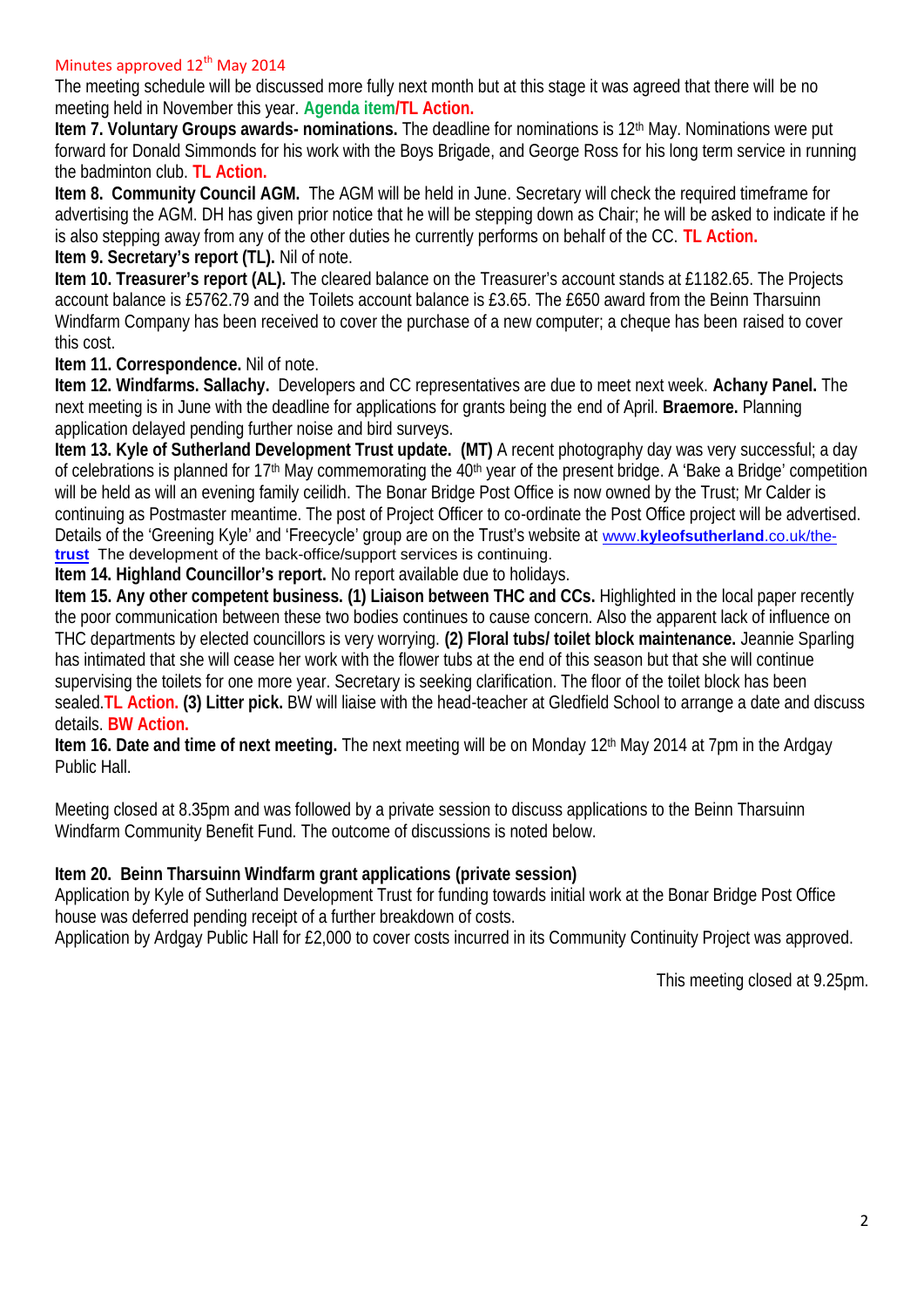Minutes approved 12th May 2014

The meeting schedule will be discussed more fully next month but at this stage it was agreed that there will be no meeting held in November this year. **Agenda item/TL Action.**

**Item 7. Voluntary Groups awards- nominations.** The deadline for nominations is 12th May. Nominations were put forward for Donald Simmonds for his work with the Boys Brigade, and George Ross for his long term service in running the badminton club. **TL Action.**

**Item 8. Community Council AGM.** The AGM will be held in June. Secretary will check the required timeframe for advertising the AGM. DH has given prior notice that he will be stepping down as Chair; he will be asked to indicate if he is also stepping away from any of the other duties he currently performs on behalf of the CC. **TL Action.**

**Item 9. Secretary's report (TL).** Nil of note.

**Item 10. Treasurer's report (AL).** The cleared balance on the Treasurer's account stands at £1182.65. The Projects account balance is £5762.79 and the Toilets account balance is £3.65. The £650 award from the Beinn Tharsuinn Windfarm Company has been received to cover the purchase of a new computer; a cheque has been raised to cover this cost.

**Item 11. Correspondence.** Nil of note.

**Item 12. Windfarms. Sallachy.** Developers and CC representatives are due to meet next week. **Achany Panel.** The next meeting is in June with the deadline for applications for grants being the end of April. **Braemore.** Planning application delayed pending further noise and bird surveys.

**Item 13. Kyle of Sutherland Development Trust update. (MT)** A recent photography day was very successful; a day of celebrations is planned for 17th May commemorating the 40th year of the present bridge. A 'Bake a Bridge' competition will be held as will an evening family ceilidh. The Bonar Bridge Post Office is now owned by the Trust; Mr Calder is continuing as Postmaster meantime. The post of Project Officer to co-ordinate the Post Office project will be advertised. Details of the 'Greening Kyle' and 'Freecycle' group are on the Trust's website at www.kyleofsutherland.co.uk/the-trust The development of the back-office/support services is continuing.

**Item 14. Highland Councillor's report.** No report available due to holidays.

**Item 15. Any other competent business. (1) Liaison between THC and CCs.** Highlighted in the local paper recently the poor communication between these two bodies continues to cause concern. Also the apparent lack of influence on THC departments by elected councillors is very worrying. **(2) Floral tubs/ toilet block maintenance.** Jeannie Sparling has intimated that she will cease her work with the flower tubs at the end of this season but that she will continue supervising the toilets for one more year. Secretary is seeking clarification. The floor of the toilet block has been sealed. **TL Action. (3) Litter pick.** BW will liaise with the head-teacher at Gledfield School to arrange a date and discuss details. **BW Action.**

**Item 16. Date and time of next meeting.** The next meeting will be on Monday 12th May 2014 at 7pm in the Ardgay Public Hall.

Meeting closed at 8.35pm and was followed by a private session to discuss applications to the Beinn Tharsuinn Windfarm Community Benefit Fund. The outcome of discussions is noted below.

**Item 20. Beinn Tharsuinn Windfarm grant applications (private session)**

Application by Kyle of Sutherland Development Trust for funding towards initial work at the Bonar Bridge Post Office house was deferred pending receipt of a further breakdown of costs.

Application by Ardgay Public Hall for £2,000 to cover costs incurred in its Community Continuity Project was approved.

This meeting closed at 9.25pm.